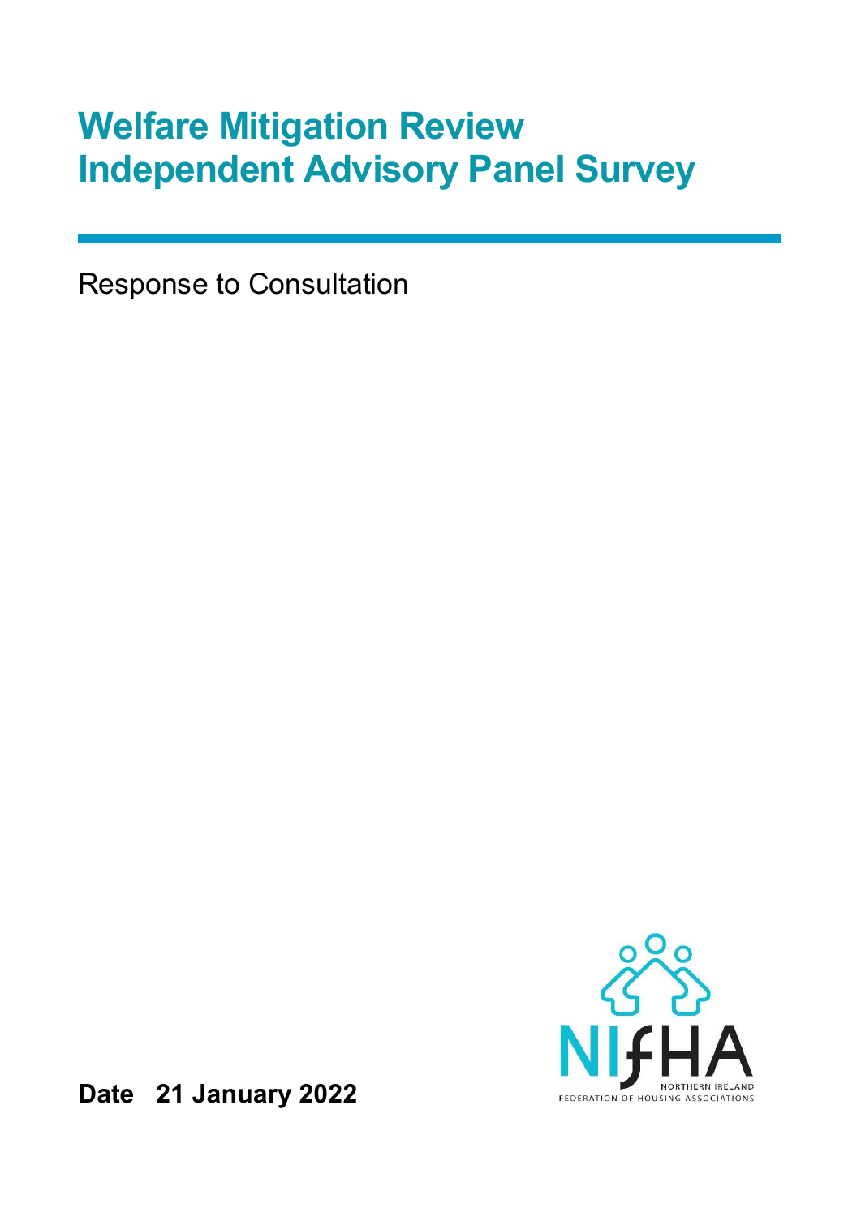# Welfare Mitigation Review Independent Advisory Panel Survey

Response to Consultation

NIFHA
NORTHERN IRELAND FEDERATION OF HOUSING ASSOCIATIONS

**Date 21 January 2022**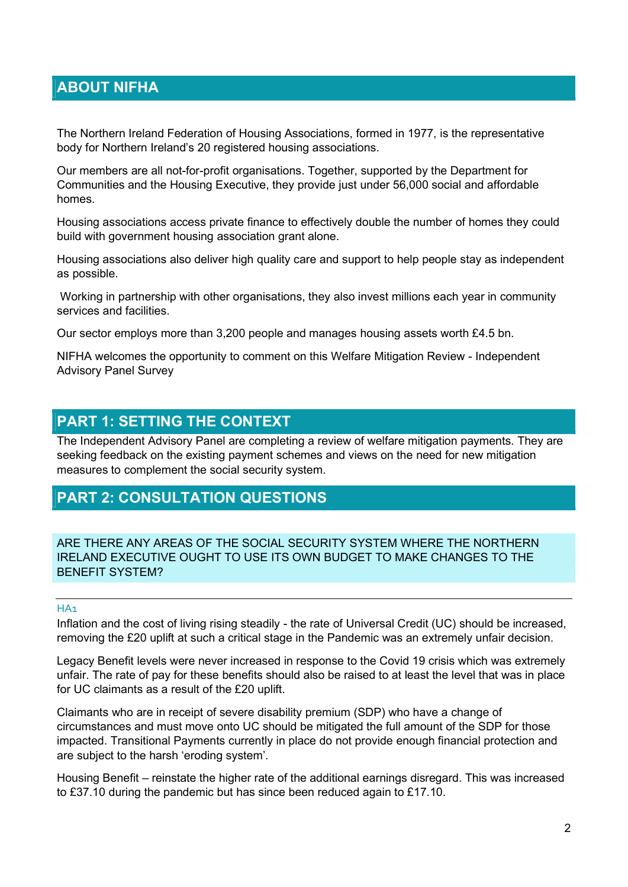## ABOUT NIFHA

The Northern Ireland Federation of Housing Associations, formed in 1977, is the representative body for Northern Ireland's 20 registered housing associations.

Our members are all not-for-profit organisations. Together, supported by the Department for Communities and the Housing Executive, they provide just under 56,000 social and affordable homes.

Housing associations access private finance to effectively double the number of homes they could build with government housing association grant alone.

Housing associations also deliver high quality care and support to help people stay as independent as possible.

Working in partnership with other organisations, they also invest millions each year in community services and facilities.

Our sector employs more than 3,200 people and manages housing assets worth £4.5 bn.

NIFHA welcomes the opportunity to comment on this Welfare Mitigation Review - Independent Advisory Panel Survey

## PART 1: SETTING THE CONTEXT

The Independent Advisory Panel are completing a review of welfare mitigation payments. They are seeking feedback on the existing payment schemes and views on the need for new mitigation measures to complement the social security system.

## PART 2: CONSULTATION QUESTIONS

### ARE THERE ANY AREAS OF THE SOCIAL SECURITY SYSTEM WHERE THE NORTHERN IRELAND EXECUTIVE OUGHT TO USE ITS OWN BUDGET TO MAKE CHANGES TO THE BENEFIT SYSTEM?

---

HA1

Inflation and the cost of living rising steadily - the rate of Universal Credit (UC) should be increased, removing the £20 uplift at such a critical stage in the Pandemic was an extremely unfair decision.

Legacy Benefit levels were never increased in response to the Covid 19 crisis which was extremely unfair. The rate of pay for these benefits should also be raised to at least the level that was in place for UC claimants as a result of the £20 uplift.

Claimants who are in receipt of severe disability premium (SDP) who have a change of circumstances and must move onto UC should be mitigated the full amount of the SDP for those impacted. Transitional Payments currently in place do not provide enough financial protection and are subject to the harsh 'eroding system'.

Housing Benefit – reinstate the higher rate of the additional earnings disregard. This was increased to £37.10 during the pandemic but has since been reduced again to £17.10.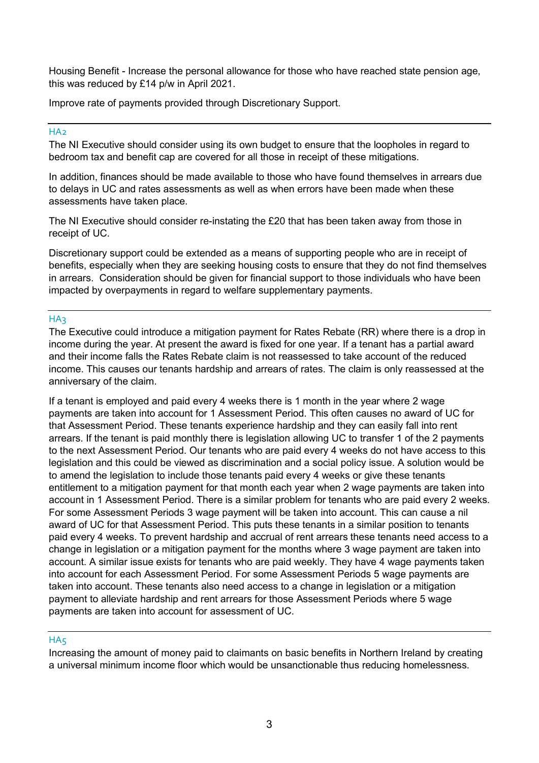Housing Benefit - Increase the personal allowance for those who have reached state pension age, this was reduced by £14 p/w in April 2021.

Improve rate of payments provided through Discretionary Support.

---

### HA2

The NI Executive should consider using its own budget to ensure that the loopholes in regard to bedroom tax and benefit cap are covered for all those in receipt of these mitigations.

In addition, finances should be made available to those who have found themselves in arrears due to delays in UC and rates assessments as well as when errors have been made when these assessments have taken place.

The NI Executive should consider re-instating the £20 that has been taken away from those in receipt of UC.

Discretionary support could be extended as a means of supporting people who are in receipt of benefits, especially when they are seeking housing costs to ensure that they do not find themselves in arrears. Consideration should be given for financial support to those individuals who have been impacted by overpayments in regard to welfare supplementary payments.

---

### HA3

The Executive could introduce a mitigation payment for Rates Rebate (RR) where there is a drop in income during the year. At present the award is fixed for one year. If a tenant has a partial award and their income falls the Rates Rebate claim is not reassessed to take account of the reduced income. This causes our tenants hardship and arrears of rates. The claim is only reassessed at the anniversary of the claim.

If a tenant is employed and paid every 4 weeks there is 1 month in the year where 2 wage payments are taken into account for 1 Assessment Period. This often causes no award of UC for that Assessment Period. These tenants experience hardship and they can easily fall into rent arrears. If the tenant is paid monthly there is legislation allowing UC to transfer 1 of the 2 payments to the next Assessment Period. Our tenants who are paid every 4 weeks do not have access to this legislation and this could be viewed as discrimination and a social policy issue. A solution would be to amend the legislation to include those tenants paid every 4 weeks or give these tenants entitlement to a mitigation payment for that month each year when 2 wage payments are taken into account in 1 Assessment Period. There is a similar problem for tenants who are paid every 2 weeks. For some Assessment Periods 3 wage payment will be taken into account. This can cause a nil award of UC for that Assessment Period. This puts these tenants in a similar position to tenants paid every 4 weeks. To prevent hardship and accrual of rent arrears these tenants need access to a change in legislation or a mitigation payment for the months where 3 wage payment are taken into account. A similar issue exists for tenants who are paid weekly. They have 4 wage payments taken into account for each Assessment Period. For some Assessment Periods 5 wage payments are taken into account. These tenants also need access to a change in legislation or a mitigation payment to alleviate hardship and rent arrears for those Assessment Periods where 5 wage payments are taken into account for assessment of UC.

---

### HA5

Increasing the amount of money paid to claimants on basic benefits in Northern Ireland by creating a universal minimum income floor which would be unsanctionable thus reducing homelessness.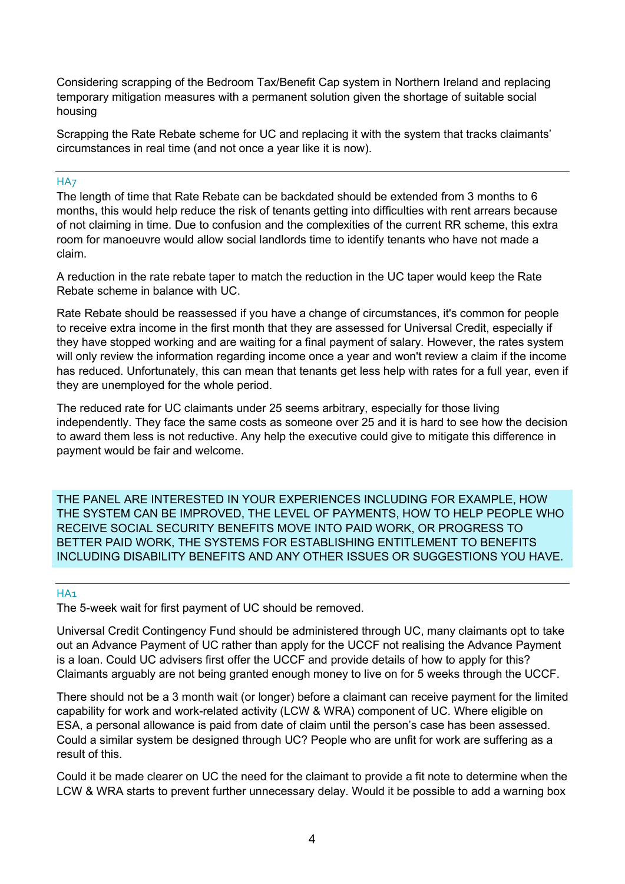Considering scrapping of the Bedroom Tax/Benefit Cap system in Northern Ireland and replacing temporary mitigation measures with a permanent solution given the shortage of suitable social housing

Scrapping the Rate Rebate scheme for UC and replacing it with the system that tracks claimants' circumstances in real time (and not once a year like it is now).

---

HA7

The length of time that Rate Rebate can be backdated should be extended from 3 months to 6 months, this would help reduce the risk of tenants getting into difficulties with rent arrears because of not claiming in time. Due to confusion and the complexities of the current RR scheme, this extra room for manoeuvre would allow social landlords time to identify tenants who have not made a claim.

A reduction in the rate rebate taper to match the reduction in the UC taper would keep the Rate Rebate scheme in balance with UC.

Rate Rebate should be reassessed if you have a change of circumstances, it's common for people to receive extra income in the first month that they are assessed for Universal Credit, especially if they have stopped working and are waiting for a final payment of salary. However, the rates system will only review the information regarding income once a year and won't review a claim if the income has reduced. Unfortunately, this can mean that tenants get less help with rates for a full year, even if they are unemployed for the whole period.

The reduced rate for UC claimants under 25 seems arbitrary, especially for those living independently. They face the same costs as someone over 25 and it is hard to see how the decision to award them less is not reductive. Any help the executive could give to mitigate this difference in payment would be fair and welcome.

THE PANEL ARE INTERESTED IN YOUR EXPERIENCES INCLUDING FOR EXAMPLE, HOW THE SYSTEM CAN BE IMPROVED, THE LEVEL OF PAYMENTS, HOW TO HELP PEOPLE WHO RECEIVE SOCIAL SECURITY BENEFITS MOVE INTO PAID WORK, OR PROGRESS TO BETTER PAID WORK, THE SYSTEMS FOR ESTABLISHING ENTITLEMENT TO BENEFITS INCLUDING DISABILITY BENEFITS AND ANY OTHER ISSUES OR SUGGESTIONS YOU HAVE.

---

HA1

The 5-week wait for first payment of UC should be removed.

Universal Credit Contingency Fund should be administered through UC, many claimants opt to take out an Advance Payment of UC rather than apply for the UCCF not realising the Advance Payment is a loan. Could UC advisers first offer the UCCF and provide details of how to apply for this? Claimants arguably are not being granted enough money to live on for 5 weeks through the UCCF.

There should not be a 3 month wait (or longer) before a claimant can receive payment for the limited capability for work and work-related activity (LCW & WRA) component of UC. Where eligible on ESA, a personal allowance is paid from date of claim until the person's case has been assessed. Could a similar system be designed through UC? People who are unfit for work are suffering as a result of this.

Could it be made clearer on UC the need for the claimant to provide a fit note to determine when the LCW & WRA starts to prevent further unnecessary delay. Would it be possible to add a warning box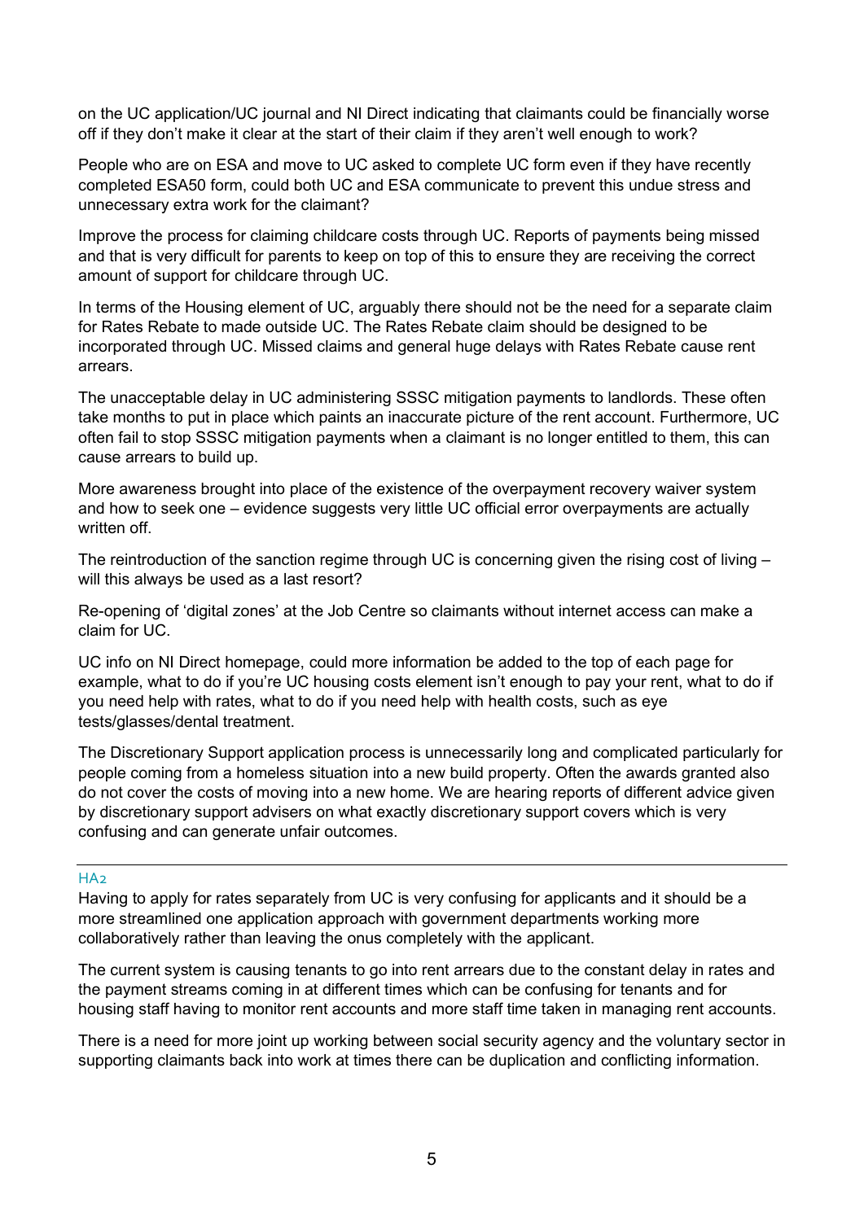on the UC application/UC journal and NI Direct indicating that claimants could be financially worse off if they don't make it clear at the start of their claim if they aren't well enough to work?

People who are on ESA and move to UC asked to complete UC form even if they have recently completed ESA50 form, could both UC and ESA communicate to prevent this undue stress and unnecessary extra work for the claimant?

Improve the process for claiming childcare costs through UC. Reports of payments being missed and that is very difficult for parents to keep on top of this to ensure they are receiving the correct amount of support for childcare through UC.

In terms of the Housing element of UC, arguably there should not be the need for a separate claim for Rates Rebate to made outside UC. The Rates Rebate claim should be designed to be incorporated through UC. Missed claims and general huge delays with Rates Rebate cause rent arrears.

The unacceptable delay in UC administering SSSC mitigation payments to landlords. These often take months to put in place which paints an inaccurate picture of the rent account. Furthermore, UC often fail to stop SSSC mitigation payments when a claimant is no longer entitled to them, this can cause arrears to build up.

More awareness brought into place of the existence of the overpayment recovery waiver system and how to seek one – evidence suggests very little UC official error overpayments are actually written off.

The reintroduction of the sanction regime through UC is concerning given the rising cost of living – will this always be used as a last resort?

Re-opening of 'digital zones' at the Job Centre so claimants without internet access can make a claim for UC.

UC info on NI Direct homepage, could more information be added to the top of each page for example, what to do if you're UC housing costs element isn't enough to pay your rent, what to do if you need help with rates, what to do if you need help with health costs, such as eye tests/glasses/dental treatment.

The Discretionary Support application process is unnecessarily long and complicated particularly for people coming from a homeless situation into a new build property. Often the awards granted also do not cover the costs of moving into a new home. We are hearing reports of different advice given by discretionary support advisers on what exactly discretionary support covers which is very confusing and can generate unfair outcomes.

---

### HA2

Having to apply for rates separately from UC is very confusing for applicants and it should be a more streamlined one application approach with government departments working more collaboratively rather than leaving the onus completely with the applicant.

The current system is causing tenants to go into rent arrears due to the constant delay in rates and the payment streams coming in at different times which can be confusing for tenants and for housing staff having to monitor rent accounts and more staff time taken in managing rent accounts.

There is a need for more joint up working between social security agency and the voluntary sector in supporting claimants back into work at times there can be duplication and conflicting information.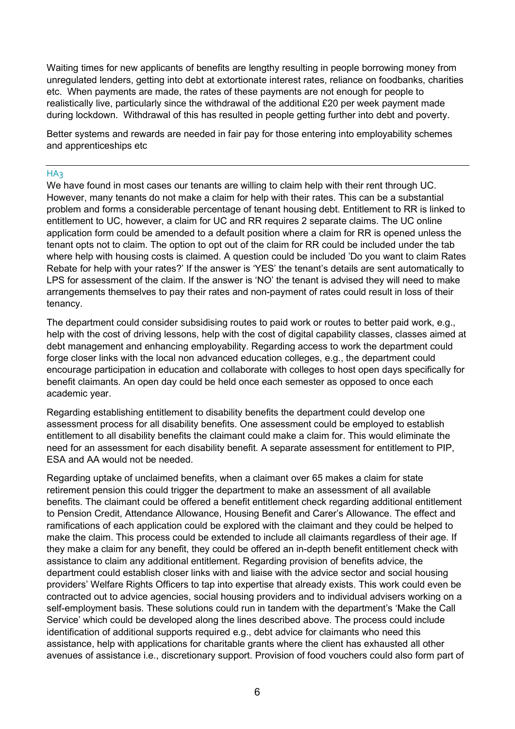Waiting times for new applicants of benefits are lengthy resulting in people borrowing money from unregulated lenders, getting into debt at extortionate interest rates, reliance on foodbanks, charities etc. When payments are made, the rates of these payments are not enough for people to realistically live, particularly since the withdrawal of the additional £20 per week payment made during lockdown. Withdrawal of this has resulted in people getting further into debt and poverty.

Better systems and rewards are needed in fair pay for those entering into employability schemes and apprenticeships etc

---

### HA3

We have found in most cases our tenants are willing to claim help with their rent through UC. However, many tenants do not make a claim for help with their rates. This can be a substantial problem and forms a considerable percentage of tenant housing debt. Entitlement to RR is linked to entitlement to UC, however, a claim for UC and RR requires 2 separate claims. The UC online application form could be amended to a default position where a claim for RR is opened unless the tenant opts not to claim. The option to opt out of the claim for RR could be included under the tab where help with housing costs is claimed. A question could be included 'Do you want to claim Rates Rebate for help with your rates?' If the answer is 'YES' the tenant's details are sent automatically to LPS for assessment of the claim. If the answer is 'NO' the tenant is advised they will need to make arrangements themselves to pay their rates and non-payment of rates could result in loss of their tenancy.

The department could consider subsidising routes to paid work or routes to better paid work, e.g., help with the cost of driving lessons, help with the cost of digital capability classes, classes aimed at debt management and enhancing employability. Regarding access to work the department could forge closer links with the local non advanced education colleges, e.g., the department could encourage participation in education and collaborate with colleges to host open days specifically for benefit claimants. An open day could be held once each semester as opposed to once each academic year.

Regarding establishing entitlement to disability benefits the department could develop one assessment process for all disability benefits. One assessment could be employed to establish entitlement to all disability benefits the claimant could make a claim for. This would eliminate the need for an assessment for each disability benefit. A separate assessment for entitlement to PIP, ESA and AA would not be needed.

Regarding uptake of unclaimed benefits, when a claimant over 65 makes a claim for state retirement pension this could trigger the department to make an assessment of all available benefits. The claimant could be offered a benefit entitlement check regarding additional entitlement to Pension Credit, Attendance Allowance, Housing Benefit and Carer's Allowance. The effect and ramifications of each application could be explored with the claimant and they could be helped to make the claim. This process could be extended to include all claimants regardless of their age. If they make a claim for any benefit, they could be offered an in-depth benefit entitlement check with assistance to claim any additional entitlement. Regarding provision of benefits advice, the department could establish closer links with and liaise with the advice sector and social housing providers' Welfare Rights Officers to tap into expertise that already exists. This work could even be contracted out to advice agencies, social housing providers and to individual advisers working on a self-employment basis. These solutions could run in tandem with the department's 'Make the Call Service' which could be developed along the lines described above. The process could include identification of additional supports required e.g., debt advice for claimants who need this assistance, help with applications for charitable grants where the client has exhausted all other avenues of assistance i.e., discretionary support. Provision of food vouchers could also form part of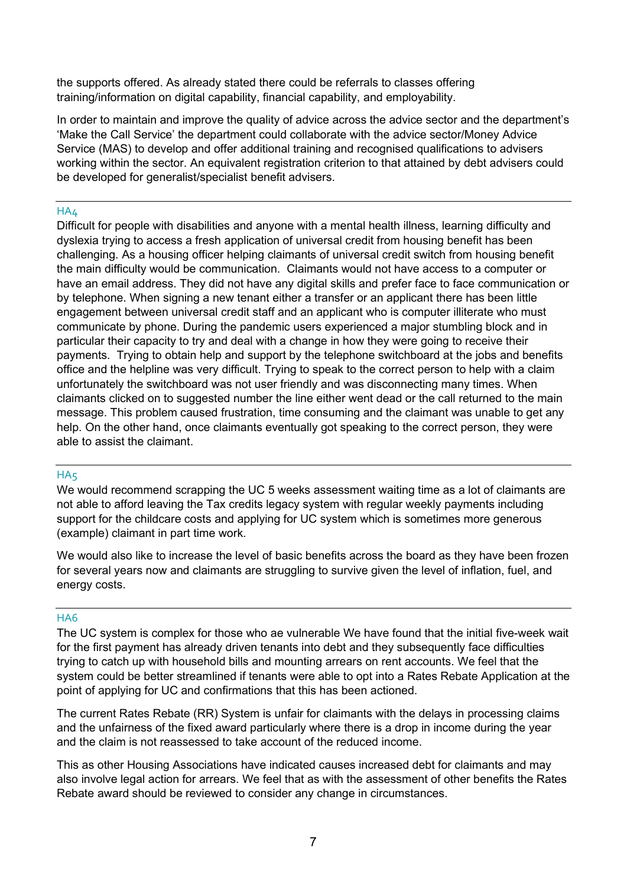the supports offered. As already stated there could be referrals to classes offering training/information on digital capability, financial capability, and employability.

In order to maintain and improve the quality of advice across the advice sector and the department's 'Make the Call Service' the department could collaborate with the advice sector/Money Advice Service (MAS) to develop and offer additional training and recognised qualifications to advisers working within the sector. An equivalent registration criterion to that attained by debt advisers could be developed for generalist/specialist benefit advisers.

---

HA4

Difficult for people with disabilities and anyone with a mental health illness, learning difficulty and dyslexia trying to access a fresh application of universal credit from housing benefit has been challenging. As a housing officer helping claimants of universal credit switch from housing benefit the main difficulty would be communication. Claimants would not have access to a computer or have an email address. They did not have any digital skills and prefer face to face communication or by telephone. When signing a new tenant either a transfer or an applicant there has been little engagement between universal credit staff and an applicant who is computer illiterate who must communicate by phone. During the pandemic users experienced a major stumbling block and in particular their capacity to try and deal with a change in how they were going to receive their payments. Trying to obtain help and support by the telephone switchboard at the jobs and benefits office and the helpline was very difficult. Trying to speak to the correct person to help with a claim unfortunately the switchboard was not user friendly and was disconnecting many times. When claimants clicked on to suggested number the line either went dead or the call returned to the main message. This problem caused frustration, time consuming and the claimant was unable to get any help. On the other hand, once claimants eventually got speaking to the correct person, they were able to assist the claimant.

---

HA5

We would recommend scrapping the UC 5 weeks assessment waiting time as a lot of claimants are not able to afford leaving the Tax credits legacy system with regular weekly payments including support for the childcare costs and applying for UC system which is sometimes more generous (example) claimant in part time work.

We would also like to increase the level of basic benefits across the board as they have been frozen for several years now and claimants are struggling to survive given the level of inflation, fuel, and energy costs.

---

HA6

The UC system is complex for those who ae vulnerable We have found that the initial five-week wait for the first payment has already driven tenants into debt and they subsequently face difficulties trying to catch up with household bills and mounting arrears on rent accounts. We feel that the system could be better streamlined if tenants were able to opt into a Rates Rebate Application at the point of applying for UC and confirmations that this has been actioned.

The current Rates Rebate (RR) System is unfair for claimants with the delays in processing claims and the unfairness of the fixed award particularly where there is a drop in income during the year and the claim is not reassessed to take account of the reduced income.

This as other Housing Associations have indicated causes increased debt for claimants and may also involve legal action for arrears. We feel that as with the assessment of other benefits the Rates Rebate award should be reviewed to consider any change in circumstances.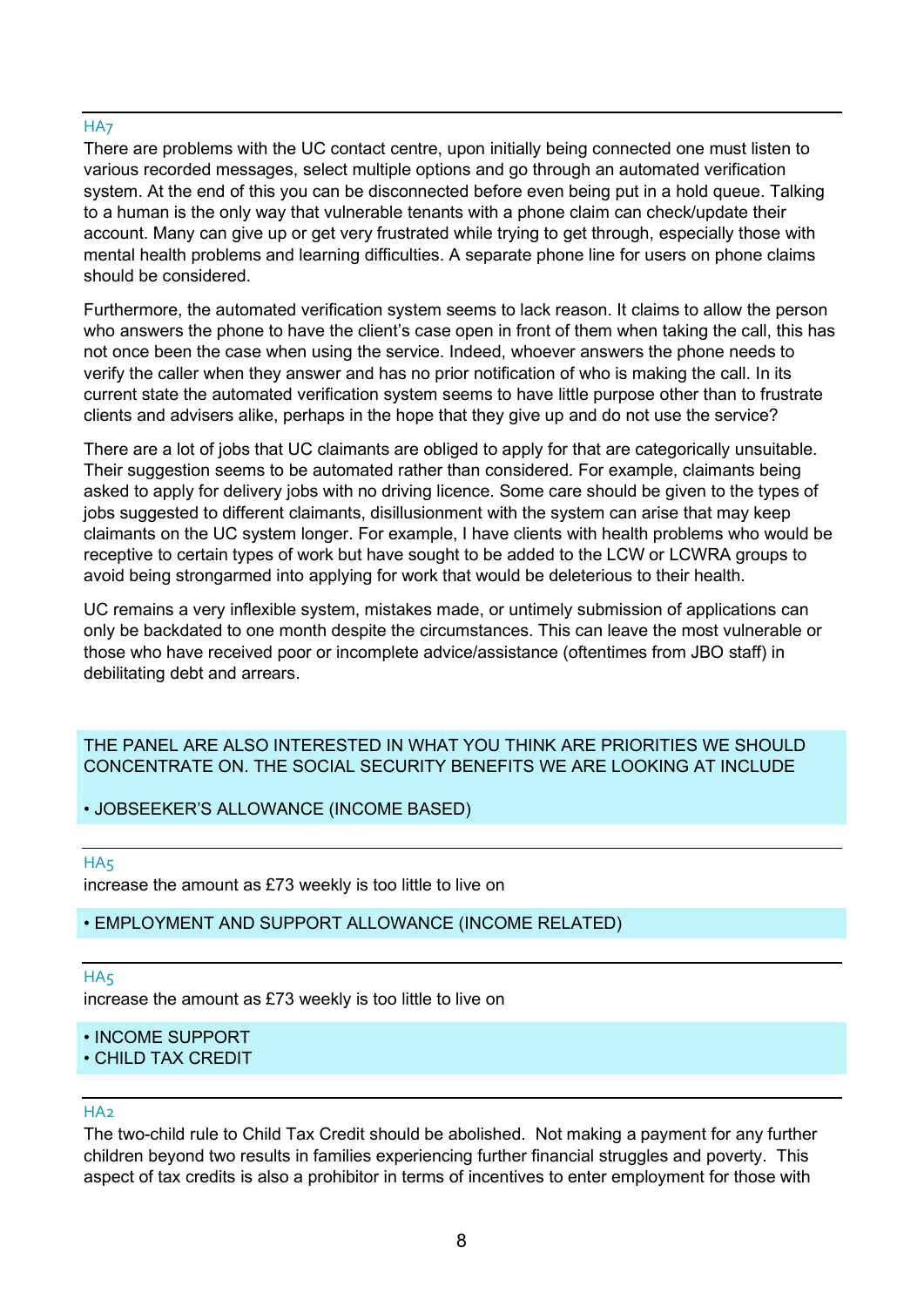HA7

There are problems with the UC contact centre, upon initially being connected one must listen to various recorded messages, select multiple options and go through an automated verification system. At the end of this you can be disconnected before even being put in a hold queue. Talking to a human is the only way that vulnerable tenants with a phone claim can check/update their account. Many can give up or get very frustrated while trying to get through, especially those with mental health problems and learning difficulties. A separate phone line for users on phone claims should be considered.

Furthermore, the automated verification system seems to lack reason. It claims to allow the person who answers the phone to have the client's case open in front of them when taking the call, this has not once been the case when using the service. Indeed, whoever answers the phone needs to verify the caller when they answer and has no prior notification of who is making the call. In its current state the automated verification system seems to have little purpose other than to frustrate clients and advisers alike, perhaps in the hope that they give up and do not use the service?

There are a lot of jobs that UC claimants are obliged to apply for that are categorically unsuitable. Their suggestion seems to be automated rather than considered. For example, claimants being asked to apply for delivery jobs with no driving licence. Some care should be given to the types of jobs suggested to different claimants, disillusionment with the system can arise that may keep claimants on the UC system longer. For example, I have clients with health problems who would be receptive to certain types of work but have sought to be added to the LCW or LCWRA groups to avoid being strongarmed into applying for work that would be deleterious to their health.

UC remains a very inflexible system, mistakes made, or untimely submission of applications can only be backdated to one month despite the circumstances. This can leave the most vulnerable or those who have received poor or incomplete advice/assistance (oftentimes from JBO staff) in debilitating debt and arrears.

THE PANEL ARE ALSO INTERESTED IN WHAT YOU THINK ARE PRIORITIES WE SHOULD CONCENTRATE ON. THE SOCIAL SECURITY BENEFITS WE ARE LOOKING AT INCLUDE

- JOBSEEKER'S ALLOWANCE (INCOME BASED)

HA5

increase the amount as £73 weekly is too little to live on

- EMPLOYMENT AND SUPPORT ALLOWANCE (INCOME RELATED)

HA5

increase the amount as £73 weekly is too little to live on

- INCOME SUPPORT
- CHILD TAX CREDIT

HA2

The two-child rule to Child Tax Credit should be abolished. Not making a payment for any further children beyond two results in families experiencing further financial struggles and poverty. This aspect of tax credits is also a prohibitor in terms of incentives to enter employment for those with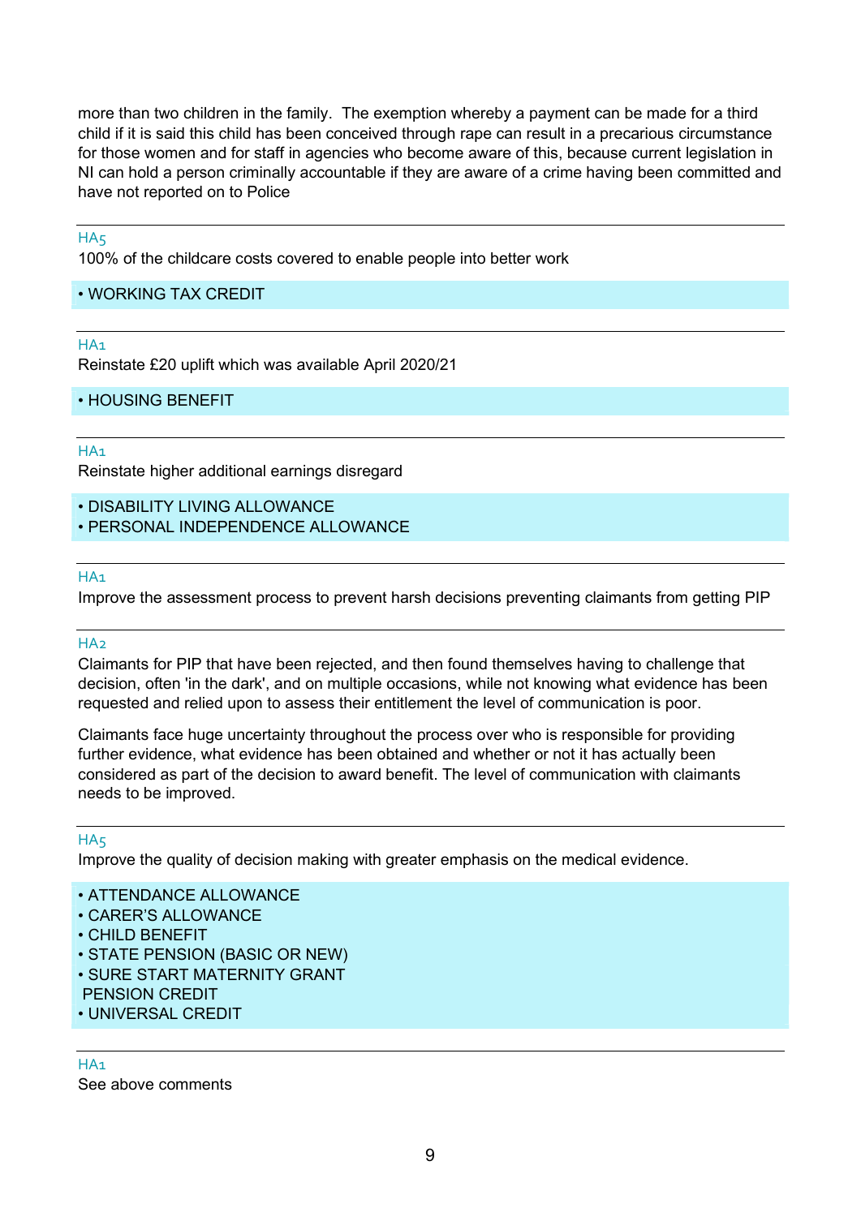more than two children in the family.  The exemption whereby a payment can be made for a third child if it is said this child has been conceived through rape can result in a precarious circumstance for those women and for staff in agencies who become aware of this, because current legislation in NI can hold a person criminally accountable if they are aware of a crime having been committed and have not reported on to Police

---

HA5

100% of the childcare costs covered to enable people into better work

- WORKING TAX CREDIT

---

HA1

Reinstate £20 uplift which was available April 2020/21

- HOUSING BENEFIT

---

HA1

Reinstate higher additional earnings disregard

- DISABILITY LIVING ALLOWANCE
- PERSONAL INDEPENDENCE ALLOWANCE

---

HA1

Improve the assessment process to prevent harsh decisions preventing claimants from getting PIP

---

HA2

Claimants for PIP that have been rejected, and then found themselves having to challenge that decision, often 'in the dark', and on multiple occasions, while not knowing what evidence has been requested and relied upon to assess their entitlement the level of communication is poor.

Claimants face huge uncertainty throughout the process over who is responsible for providing further evidence, what evidence has been obtained and whether or not it has actually been considered as part of the decision to award benefit. The level of communication with claimants needs to be improved.

---

HA5

Improve the quality of decision making with greater emphasis on the medical evidence.

- ATTENDANCE ALLOWANCE
- CARER'S ALLOWANCE
- CHILD BENEFIT
- STATE PENSION (BASIC OR NEW)
- SURE START MATERNITY GRANT
  PENSION CREDIT
- UNIVERSAL CREDIT

---

HA1

See above comments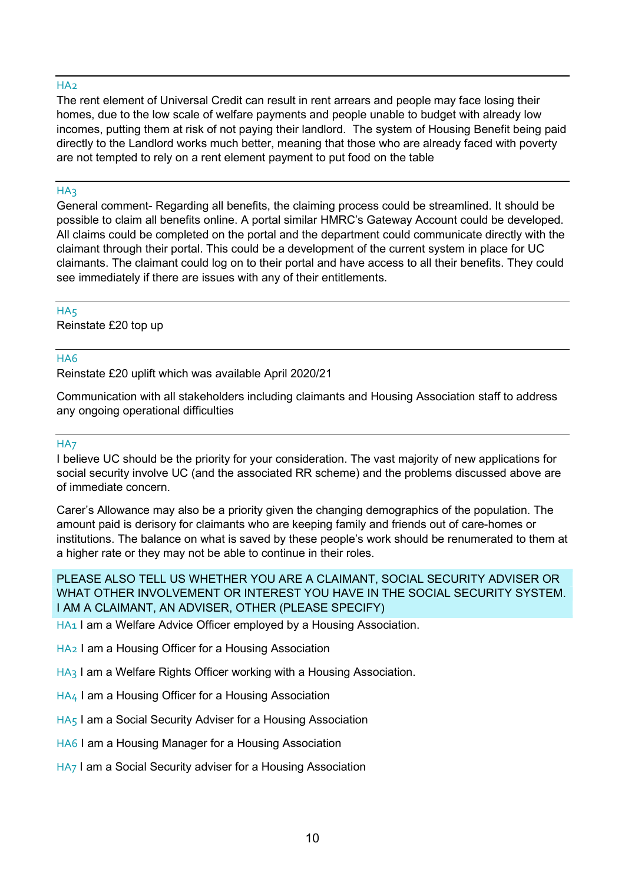---

HA2

The rent element of Universal Credit can result in rent arrears and people may face losing their homes, due to the low scale of welfare payments and people unable to budget with already low incomes, putting them at risk of not paying their landlord. The system of Housing Benefit being paid directly to the Landlord works much better, meaning that those who are already faced with poverty are not tempted to rely on a rent element payment to put food on the table

---

HA3

General comment- Regarding all benefits, the claiming process could be streamlined. It should be possible to claim all benefits online. A portal similar HMRC's Gateway Account could be developed. All claims could be completed on the portal and the department could communicate directly with the claimant through their portal. This could be a development of the current system in place for UC claimants. The claimant could log on to their portal and have access to all their benefits. They could see immediately if there are issues with any of their entitlements.

---

HA5

Reinstate £20 top up

---

HA6

Reinstate £20 uplift which was available April 2020/21

Communication with all stakeholders including claimants and Housing Association staff to address any ongoing operational difficulties

---

HA7

I believe UC should be the priority for your consideration. The vast majority of new applications for social security involve UC (and the associated RR scheme) and the problems discussed above are of immediate concern.

Carer's Allowance may also be a priority given the changing demographics of the population. The amount paid is derisory for claimants who are keeping family and friends out of care-homes or institutions. The balance on what is saved by these people's work should be renumerated to them at a higher rate or they may not be able to continue in their roles.

PLEASE ALSO TELL US WHETHER YOU ARE A CLAIMANT, SOCIAL SECURITY ADVISER OR WHAT OTHER INVOLVEMENT OR INTEREST YOU HAVE IN THE SOCIAL SECURITY SYSTEM. I AM A CLAIMANT, AN ADVISER, OTHER (PLEASE SPECIFY)

HA1 I am a Welfare Advice Officer employed by a Housing Association.

HA2 I am a Housing Officer for a Housing Association

HA3 I am a Welfare Rights Officer working with a Housing Association.

HA4 I am a Housing Officer for a Housing Association

HA5 I am a Social Security Adviser for a Housing Association

HA6 I am a Housing Manager for a Housing Association

HA7 I am a Social Security adviser for a Housing Association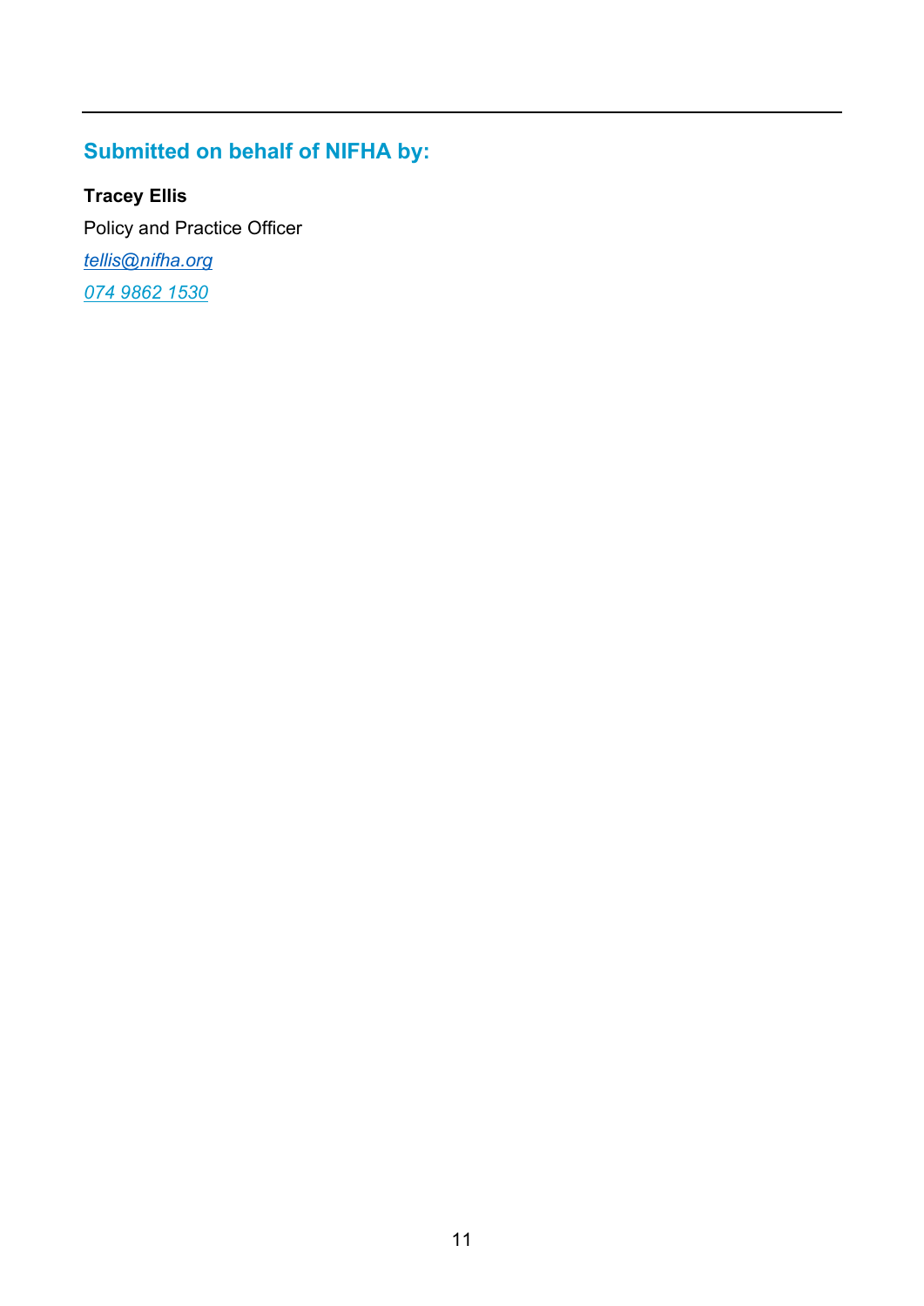---

## Submitted on behalf of NIFHA by:

**Tracey Ellis**

Policy and Practice Officer

*tellis@nifha.org*

*074 9862 1530*